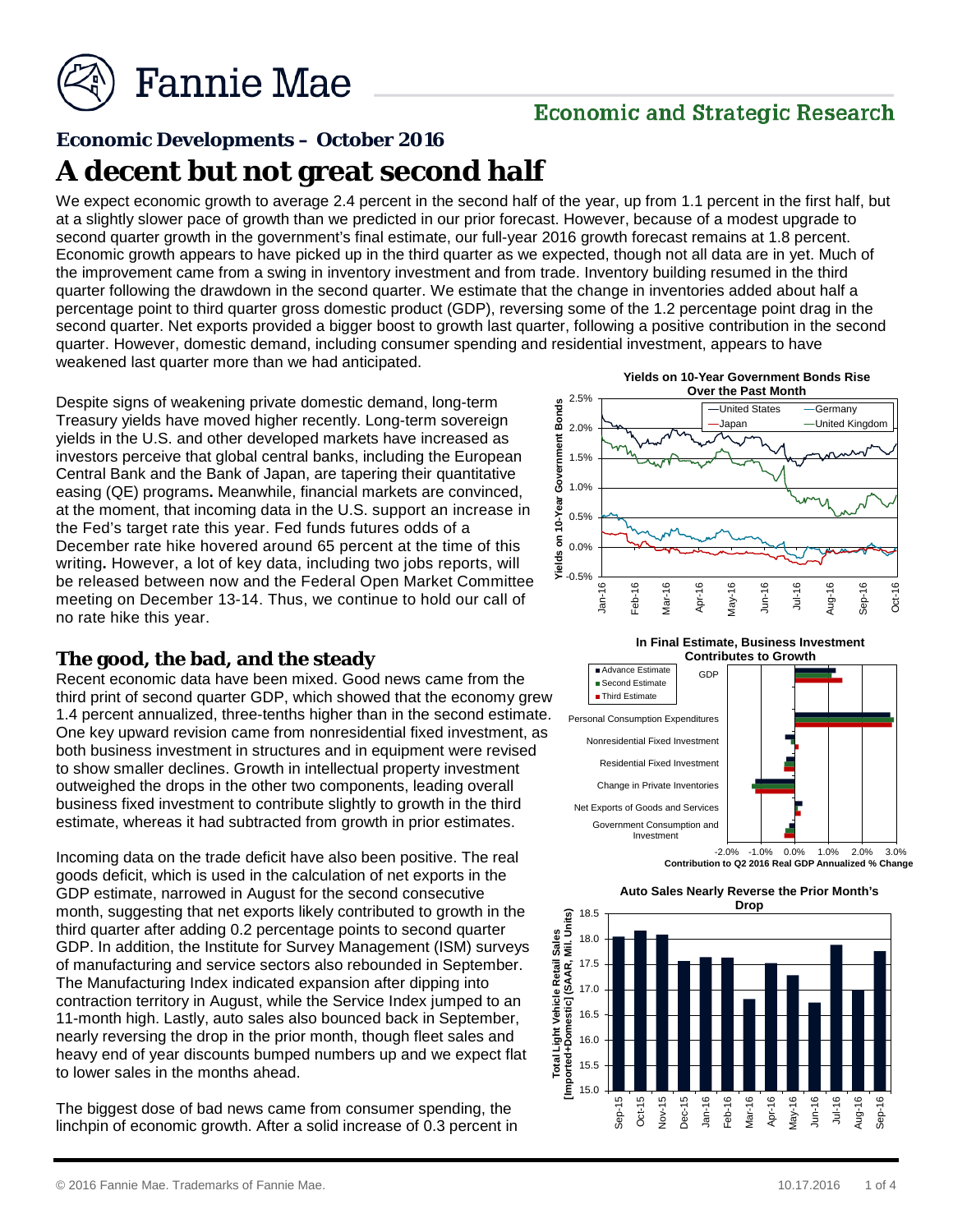# Fannie Mae

**Economic and Strategic Research**

## Economic Developments – October 2016

# A decent but not great second half

We expect economic growth to average 2.4 percent in the second half of the year, up from 1.1 percent in the first half, but at a slightly slower pace of growth than we predicted in our prior forecast. However, because of a modest upgrade to second quarter growth in the government's final estimate, our full-year 2016 growth forecast remains at 1.8 percent. Economic growth appears to have picked up in the third quarter as we expected, though not all data are in yet. Much of the improvement came from a swing in inventory investment and from trade. Inventory building resumed in the third quarter following the drawdown in the second quarter. We estimate that the change in inventories added about half a percentage point to third quarter gross domestic product (GDP), reversing some of the 1.2 percentage point drag in the second quarter. Net exports provided a bigger boost to growth last quarter, following a positive contribution in the second quarter. However, domestic demand, including consumer spending and residential investment, appears to have weakened last quarter more than we had anticipated.

Despite signs of weakening private domestic demand, long-term Treasury yields have moved higher recently. Long-term sovereign yields in the U.S. and other developed markets have increased as investors perceive that global central banks, including the European Central Bank and the Bank of Japan, are tapering their quantitative easing (QE) programs**.** Meanwhile, financial markets are convinced, at the moment, that incoming data in the U.S. support an increase in the Fed's target rate this year. Fed funds futures odds of a December rate hike hovered around 65 percent at the time of this writing**.** However, a lot of key data, including two jobs reports, will be released between now and the Federal Open Market Committee meeting on December 13-14. Thus, we continue to hold our call of no rate hike this year.

**Yields on 10-Year Government Bonds Rise Over the Past Month**

### The good, the bad, and the steady

Recent economic data have been mixed. Good news came from the third print of second quarter GDP, which showed that the economy grew 1.4 percent annualized, three-tenths higher than in the second estimate. One key upward revision came from nonresidential fixed investment, as both business investment in structures and in equipment were revised to show smaller declines. Growth in intellectual property investment outweighed the drops in the other two components, leading overall business fixed investment to contribute slightly to growth in the third estimate, whereas it had subtracted from growth in prior estimates.

**In Final Estimate, Business Investment Contributes to Growth**

Incoming data on the trade deficit have also been positive. The real goods deficit, which is used in the calculation of net exports in the GDP estimate, narrowed in August for the second consecutive month, suggesting that net exports likely contributed to growth in the third quarter after adding 0.2 percentage points to second quarter GDP. In addition, the Institute for Survey Management (ISM) surveys of manufacturing and service sectors also rebounded in September. The Manufacturing Index indicated expansion after dipping into contraction territory in August, while the Service Index jumped to an 11-month high. Lastly, auto sales also bounced back in September, nearly reversing the drop in the prior month, though fleet sales and heavy end of year discounts bumped numbers up and we expect flat to lower sales in the months ahead.

**Auto Sales Nearly Reverse the Prior Month's Drop**

The biggest dose of bad news came from consumer spending, the linchpin of economic growth. After a solid increase of 0.3 percent in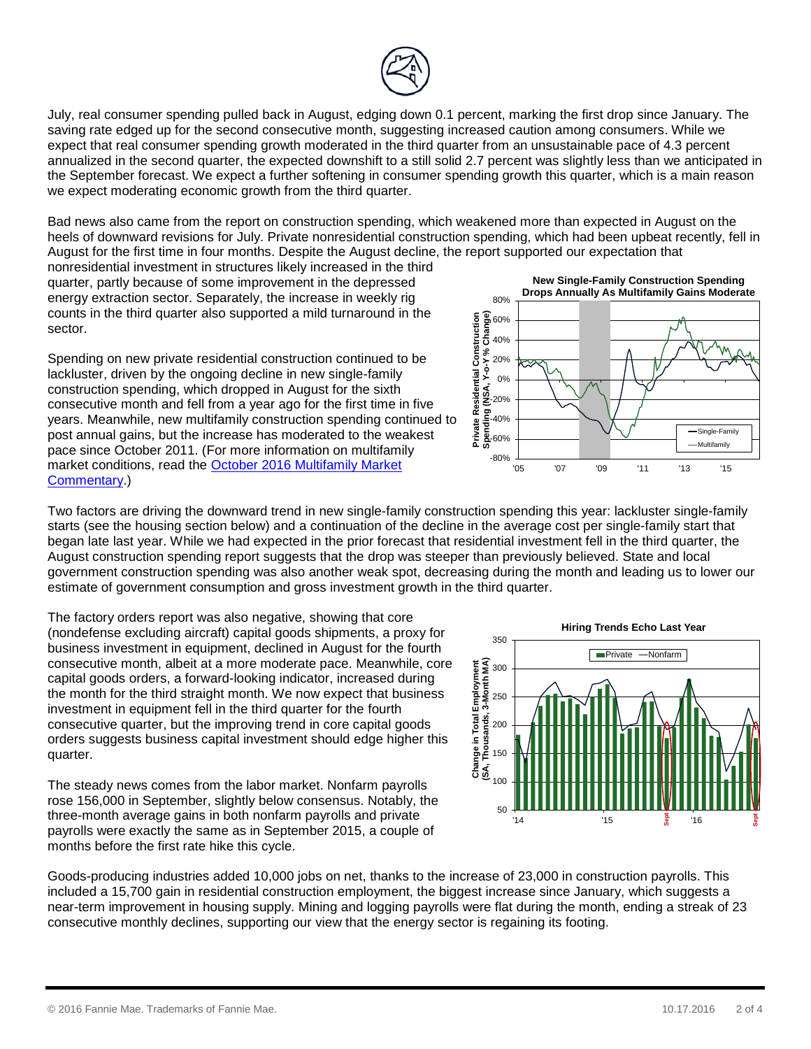July, real consumer spending pulled back in August, edging down 0.1 percent, marking the first drop since January. The saving rate edged up for the second consecutive month, suggesting increased caution among consumers. While we expect that real consumer spending growth moderated in the third quarter from an unsustainable pace of 4.3 percent annualized in the second quarter, the expected downshift to a still solid 2.7 percent was slightly less than we anticipated in the September forecast. We expect a further softening in consumer spending growth this quarter, which is a main reason we expect moderating economic growth from the third quarter.

Bad news also came from the report on construction spending, which weakened more than expected in August on the heels of downward revisions for July. Private nonresidential construction spending, which had been upbeat recently, fell in August for the first time in four months. Despite the August decline, the report supported our expectation that nonresidential investment in structures likely increased in the third quarter, partly because of some improvement in the depressed energy extraction sector. Separately, the increase in weekly rig counts in the third quarter also supported a mild turnaround in the sector.

Spending on new private residential construction continued to be lackluster, driven by the ongoing decline in new single-family construction spending, which dropped in August for the sixth consecutive month and fell from a year ago for the first time in five years. Meanwhile, new multifamily construction spending continued to post annual gains, but the increase has moderated to the weakest pace since October 2011. (For more information on multifamily market conditions, read the October 2016 Multifamily Market Commentary.)

**New Single-Family Construction Spending Drops Annually As Multifamily Gains Moderate**

Two factors are driving the downward trend in new single-family construction spending this year: lackluster single-family starts (see the housing section below) and a continuation of the decline in the average cost per single-family start that began late last year. While we had expected in the prior forecast that residential investment fell in the third quarter, the August construction spending report suggests that the drop was steeper than previously believed. State and local government construction spending was also another weak spot, decreasing during the month and leading us to lower our estimate of government consumption and gross investment growth in the third quarter.

The factory orders report was also negative, showing that core (nondefense excluding aircraft) capital goods shipments, a proxy for business investment in equipment, declined in August for the fourth consecutive month, albeit at a more moderate pace. Meanwhile, core capital goods orders, a forward-looking indicator, increased during the month for the third straight month. We now expect that business investment in equipment fell in the third quarter for the fourth consecutive quarter, but the improving trend in core capital goods orders suggests business capital investment should edge higher this quarter.

The steady news comes from the labor market. Nonfarm payrolls rose 156,000 in September, slightly below consensus. Notably, the three-month average gains in both nonfarm payrolls and private payrolls were exactly the same as in September 2015, a couple of months before the first rate hike this cycle.

**Hiring Trends Echo Last Year**

Goods-producing industries added 10,000 jobs on net, thanks to the increase of 23,000 in construction payrolls. This included a 15,700 gain in residential construction employment, the biggest increase since January, which suggests a near-term improvement in housing supply. Mining and logging payrolls were flat during the month, ending a streak of 23 consecutive monthly declines, supporting our view that the energy sector is regaining its footing.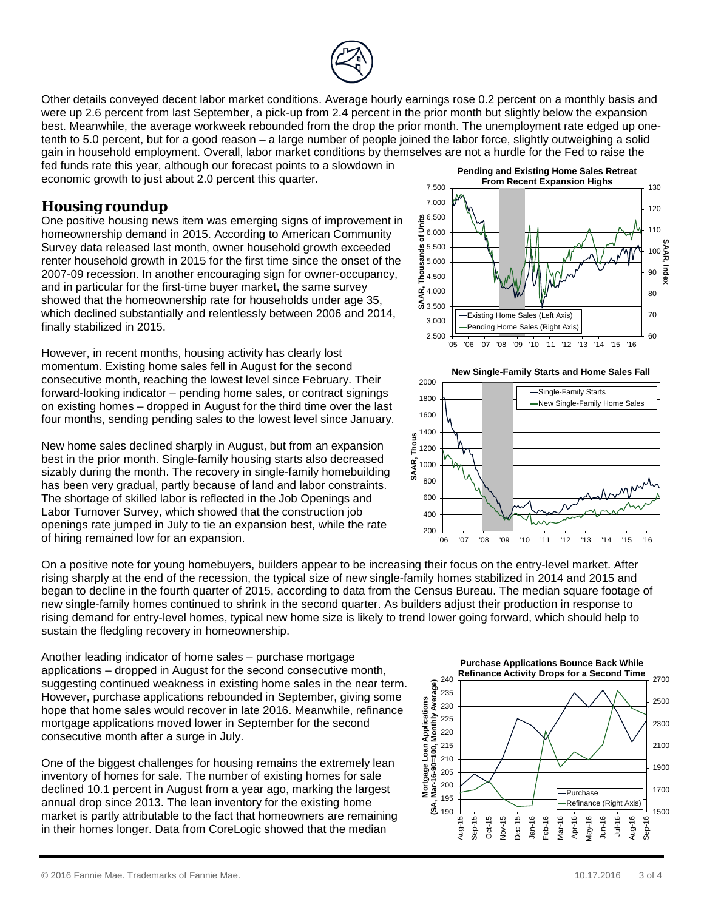Other details conveyed decent labor market conditions. Average hourly earnings rose 0.2 percent on a monthly basis and were up 2.6 percent from last September, a pick-up from 2.4 percent in the prior month but slightly below the expansion best. Meanwhile, the average workweek rebounded from the drop the prior month. The unemployment rate edged up one-tenth to 5.0 percent, but for a good reason – a large number of people joined the labor force, slightly outweighing a solid gain in household employment. Overall, labor market conditions by themselves are not a hurdle for the Fed to raise the fed funds rate this year, although our forecast points to a slowdown in economic growth to just about 2.0 percent this quarter.

## Housing roundup

One positive housing news item was emerging signs of improvement in homeownership demand in 2015. According to American Community Survey data released last month, owner household growth exceeded renter household growth in 2015 for the first time since the onset of the 2007-09 recession. In another encouraging sign for owner-occupancy, and in particular for the first-time buyer market, the same survey showed that the homeownership rate for households under age 35, which declined substantially and relentlessly between 2006 and 2014, finally stabilized in 2015.

However, in recent months, housing activity has clearly lost momentum. Existing home sales fell in August for the second consecutive month, reaching the lowest level since February. Their forward-looking indicator – pending home sales, or contract signings on existing homes – dropped in August for the third time over the last four months, sending pending sales to the lowest level since January.

**Pending and Existing Home Sales Retreat From Recent Expansion Highs**

New home sales declined sharply in August, but from an expansion best in the prior month. Single-family housing starts also decreased sizably during the month. The recovery in single-family homebuilding has been very gradual, partly because of land and labor constraints. The shortage of skilled labor is reflected in the Job Openings and Labor Turnover Survey, which showed that the construction job openings rate jumped in July to tie an expansion best, while the rate of hiring remained low for an expansion.

**New Single-Family Starts and Home Sales Fall**

On a positive note for young homebuyers, builders appear to be increasing their focus on the entry-level market. After rising sharply at the end of the recession, the typical size of new single-family homes stabilized in 2014 and 2015 and began to decline in the fourth quarter of 2015, according to data from the Census Bureau. The median square footage of new single-family homes continued to shrink in the second quarter. As builders adjust their production in response to rising demand for entry-level homes, typical new home size is likely to trend lower going forward, which should help to sustain the fledgling recovery in homeownership.

Another leading indicator of home sales – purchase mortgage applications – dropped in August for the second consecutive month, suggesting continued weakness in existing home sales in the near term. However, purchase applications rebounded in September, giving some hope that home sales would recover in late 2016. Meanwhile, refinance mortgage applications moved lower in September for the second consecutive month after a surge in July.

**Purchase Applications Bounce Back While Refinance Activity Drops for a Second Time**

One of the biggest challenges for housing remains the extremely lean inventory of homes for sale. The number of existing homes for sale declined 10.1 percent in August from a year ago, marking the largest annual drop since 2013. The lean inventory for the existing home market is partly attributable to the fact that homeowners are remaining in their homes longer. Data from CoreLogic showed that the median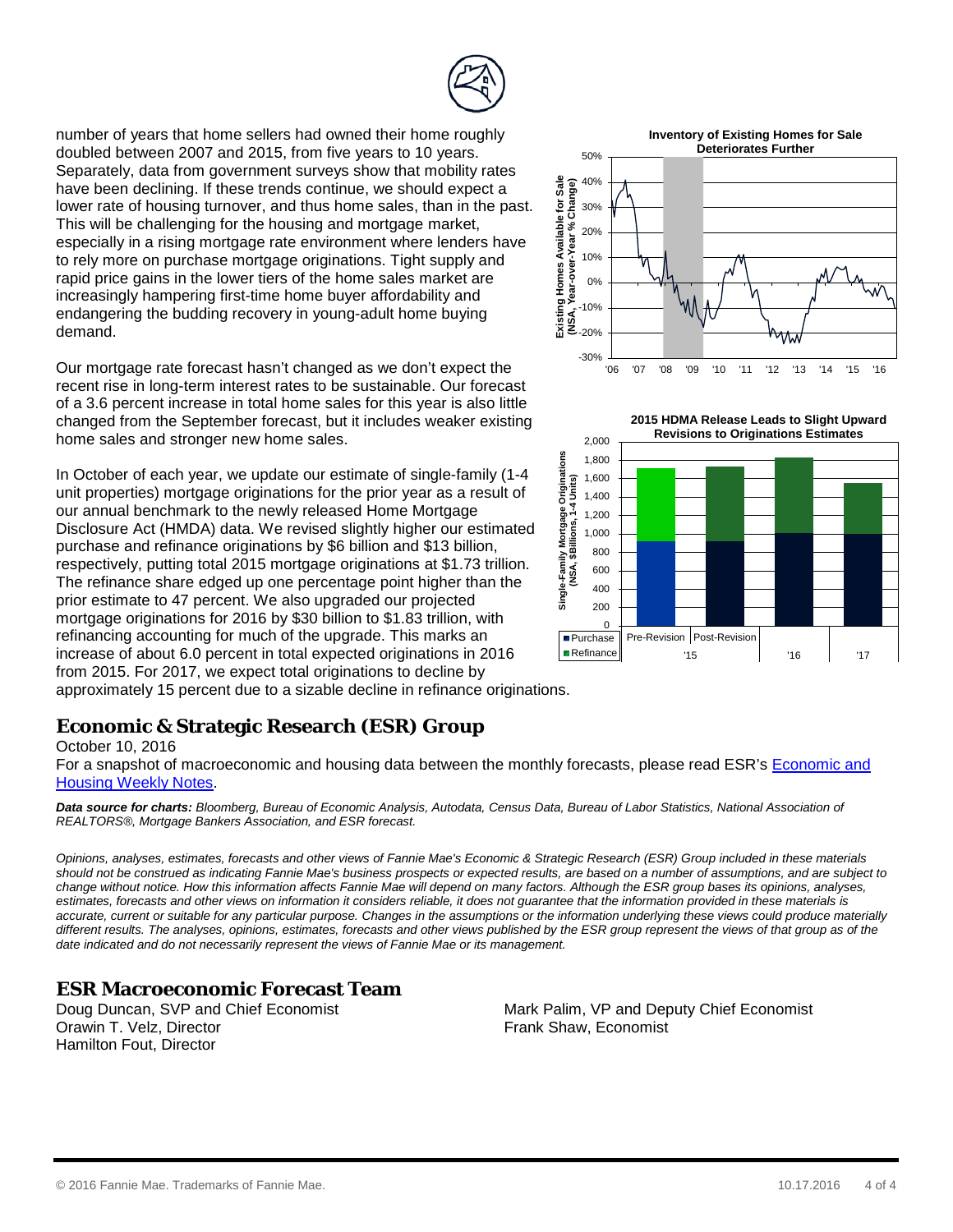number of years that home sellers had owned their home roughly doubled between 2007 and 2015, from five years to 10 years. Separately, data from government surveys show that mobility rates have been declining. If these trends continue, we should expect a lower rate of housing turnover, and thus home sales, than in the past. This will be challenging for the housing and mortgage market, especially in a rising mortgage rate environment where lenders have to rely more on purchase mortgage originations. Tight supply and rapid price gains in the lower tiers of the home sales market are increasingly hampering first-time home buyer affordability and endangering the budding recovery in young-adult home buying demand.

Inventory of Existing Homes for Sale Deteriorates Further

Existing Homes Available for Sale (NSA, Year-over-Year % Change)

50%
40%
30%
20%
10%
0%
-10%
-20%
-30%

'06 '07 '08 '09 '10 '11 '12 '13 '14 '15 '16

Our mortgage rate forecast hasn't changed as we don't expect the recent rise in long-term interest rates to be sustainable. Our forecast of a 3.6 percent increase in total home sales for this year is also little changed from the September forecast, but it includes weaker existing home sales and stronger new home sales.

In October of each year, we update our estimate of single-family (1-4 unit properties) mortgage originations for the prior year as a result of our annual benchmark to the newly released Home Mortgage Disclosure Act (HMDA) data. We revised slightly higher our estimated purchase and refinance originations by $6 billion and $13 billion, respectively, putting total 2015 mortgage originations at $1.73 trillion. The refinance share edged up one percentage point higher than the prior estimate to 47 percent. We also upgraded our projected mortgage originations for 2016 by $30 billion to $1.83 trillion, with refinancing accounting for much of the upgrade. This marks an increase of about 6.0 percent in total expected originations in 2016 from 2015. For 2017, we expect total originations to decline by approximately 15 percent due to a sizable decline in refinance originations.

2015 HDMA Release Leads to Slight Upward Revisions to Originations Estimates

Single-Family Mortgage Originations (NSA, $Billions, 1-4 Units)

2,000
1,800
1,600
1,400
1,200
1,000
800
600
400
200
0

Purchase
Refinance

Pre-Revision Post-Revision
'15 '16 '17

## Economic & Strategic Research (ESR) Group

October 10, 2016

For a snapshot of macroeconomic and housing data between the monthly forecasts, please read ESR's [Economic and Housing Weekly Notes].

***Data source for charts:*** *Bloomberg, Bureau of Economic Analysis, Autodata, Census Data, Bureau of Labor Statistics, National Association of REALTORS®, Mortgage Bankers Association, and ESR forecast.*

*Opinions, analyses, estimates, forecasts and other views of Fannie Mae's Economic & Strategic Research (ESR) Group included in these materials should not be construed as indicating Fannie Mae's business prospects or expected results, are based on a number of assumptions, and are subject to change without notice. How this information affects Fannie Mae will depend on many factors. Although the ESR group bases its opinions, analyses, estimates, forecasts and other views on information it considers reliable, it does not guarantee that the information provided in these materials is accurate, current or suitable for any particular purpose. Changes in the assumptions or the information underlying these views could produce materially different results. The analyses, opinions, estimates, forecasts and other views published by the ESR group represent the views of that group as of the date indicated and do not necessarily represent the views of Fannie Mae or its management.*

## ESR Macroeconomic Forecast Team

Doug Duncan, SVP and Chief Economist
Orawin T. Velz, Director
Hamilton Fout, Director
Mark Palim, VP and Deputy Chief Economist
Frank Shaw, Economist

© 2016 Fannie Mae. Trademarks of Fannie Mae. 10.17.2016